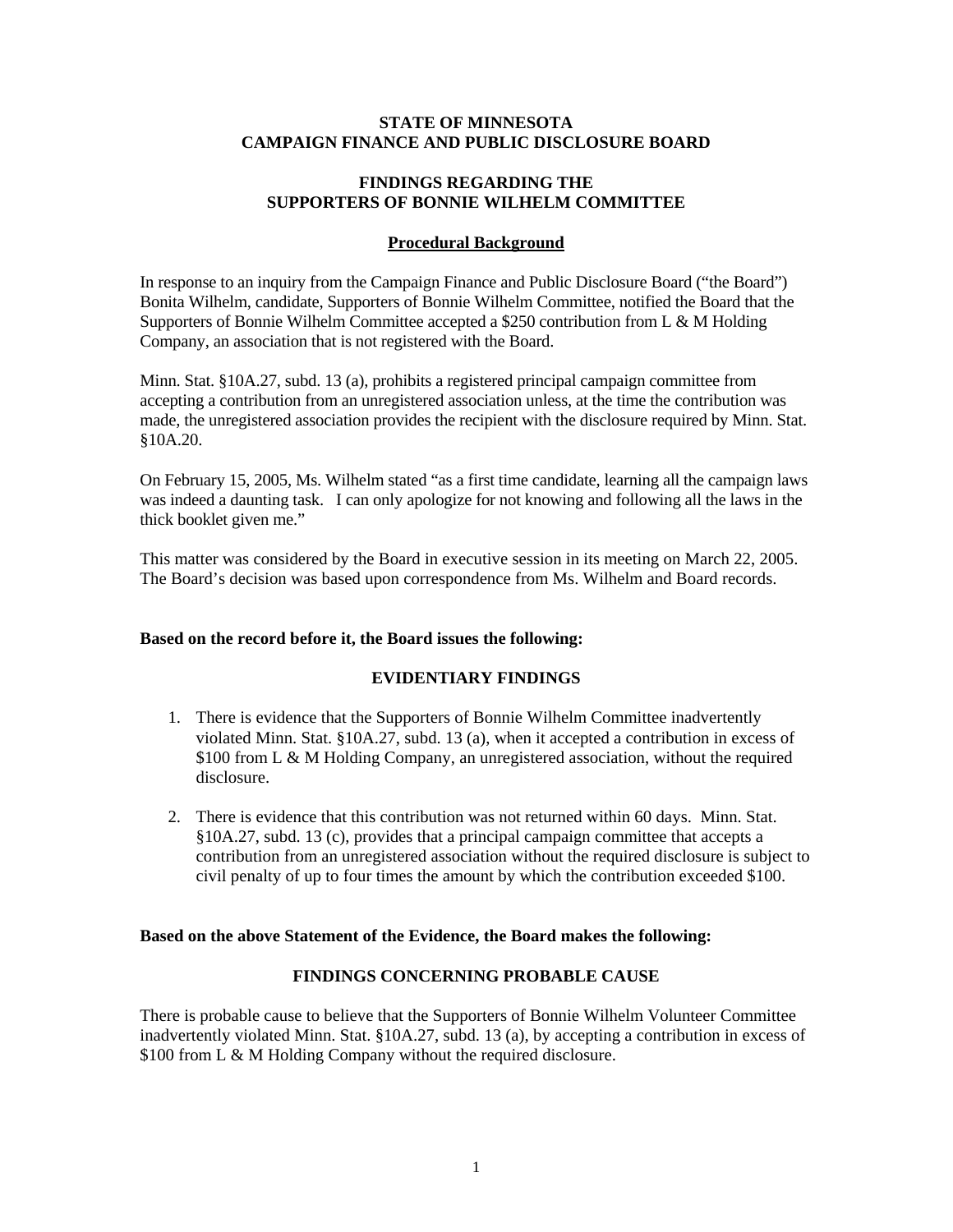**STATE OF MINNESOTA**
**CAMPAIGN FINANCE AND PUBLIC DISCLOSURE BOARD**

**FINDINGS REGARDING THE**
**SUPPORTERS OF BONNIE WILHELM COMMITTEE**

## Procedural Background

In response to an inquiry from the Campaign Finance and Public Disclosure Board ("the Board") Bonita Wilhelm, candidate, Supporters of Bonnie Wilhelm Committee, notified the Board that the Supporters of Bonnie Wilhelm Committee accepted a $250 contribution from L & M Holding Company, an association that is not registered with the Board.

Minn. Stat. §10A.27, subd. 13 (a), prohibits a registered principal campaign committee from accepting a contribution from an unregistered association unless, at the time the contribution was made, the unregistered association provides the recipient with the disclosure required by Minn. Stat. §10A.20.

On February 15, 2005, Ms. Wilhelm stated "as a first time candidate, learning all the campaign laws was indeed a daunting task. I can only apologize for not knowing and following all the laws in the thick booklet given me."

This matter was considered by the Board in executive session in its meeting on March 22, 2005. The Board's decision was based upon correspondence from Ms. Wilhelm and Board records.

**Based on the record before it, the Board issues the following:**

## EVIDENTIARY FINDINGS

1. There is evidence that the Supporters of Bonnie Wilhelm Committee inadvertently violated Minn. Stat. §10A.27, subd. 13 (a), when it accepted a contribution in excess of $100 from L & M Holding Company, an unregistered association, without the required disclosure.

2. There is evidence that this contribution was not returned within 60 days. Minn. Stat. §10A.27, subd. 13 (c), provides that a principal campaign committee that accepts a contribution from an unregistered association without the required disclosure is subject to civil penalty of up to four times the amount by which the contribution exceeded $100.

**Based on the above Statement of the Evidence, the Board makes the following:**

## FINDINGS CONCERNING PROBABLE CAUSE

There is probable cause to believe that the Supporters of Bonnie Wilhelm Volunteer Committee inadvertently violated Minn. Stat. §10A.27, subd. 13 (a), by accepting a contribution in excess of $100 from L & M Holding Company without the required disclosure.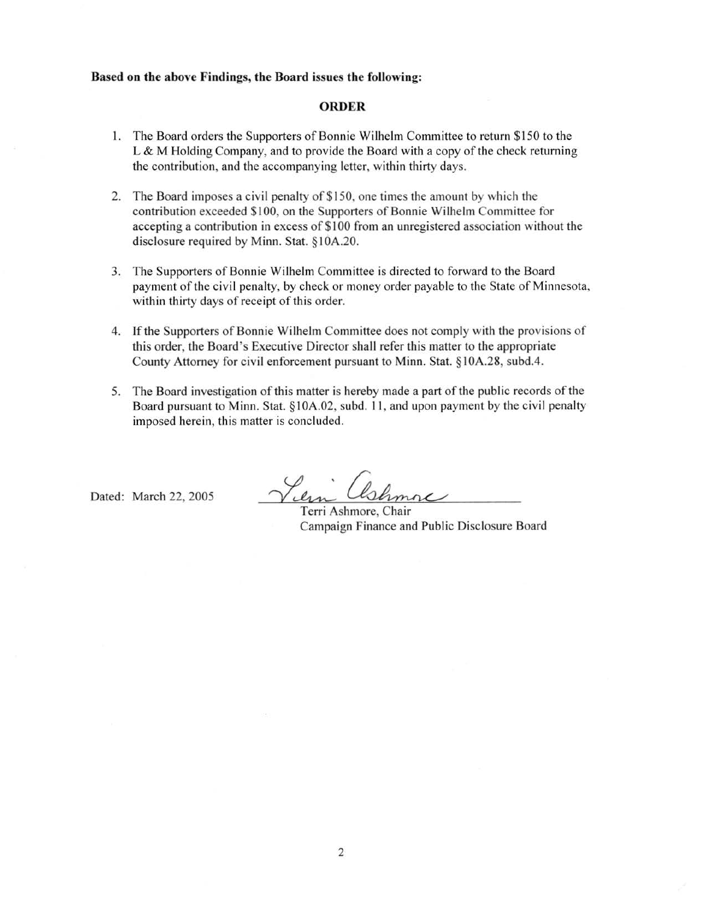**Based on the above Findings, the Board issues the following:**

## ORDER

1. The Board orders the Supporters of Bonnie Wilhelm Committee to return $150 to the L & M Holding Company, and to provide the Board with a copy of the check returning the contribution, and the accompanying letter, within thirty days.

2. The Board imposes a civil penalty of $150, one times the amount by which the contribution exceeded $100, on the Supporters of Bonnie Wilhelm Committee for accepting a contribution in excess of $100 from an unregistered association without the disclosure required by Minn. Stat. §10A.20.

3. The Supporters of Bonnie Wilhelm Committee is directed to forward to the Board payment of the civil penalty, by check or money order payable to the State of Minnesota, within thirty days of receipt of this order.

4. If the Supporters of Bonnie Wilhelm Committee does not comply with the provisions of this order, the Board's Executive Director shall refer this matter to the appropriate County Attorney for civil enforcement pursuant to Minn. Stat. §10A.28, subd.4.

5. The Board investigation of this matter is hereby made a part of the public records of the Board pursuant to Minn. Stat. §10A.02, subd. 11, and upon payment by the civil penalty imposed herein, this matter is concluded.

Dated: March 22, 2005

Terri Ashmore, Chair
Campaign Finance and Public Disclosure Board